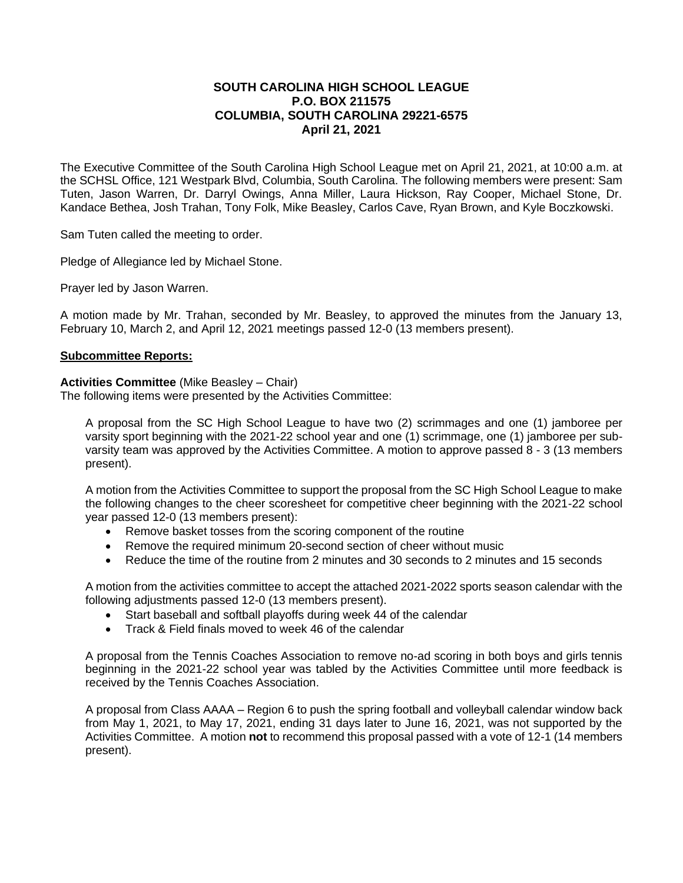**SOUTH CAROLINA HIGH SCHOOL LEAGUE**
**P.O. BOX 211575**
**COLUMBIA, SOUTH CAROLINA 29221-6575**
**April 21, 2021**

The Executive Committee of the South Carolina High School League met on April 21, 2021, at 10:00 a.m. at the SCHSL Office, 121 Westpark Blvd, Columbia, South Carolina. The following members were present: Sam Tuten, Jason Warren, Dr. Darryl Owings, Anna Miller, Laura Hickson, Ray Cooper, Michael Stone, Dr. Kandace Bethea, Josh Trahan, Tony Folk, Mike Beasley, Carlos Cave, Ryan Brown, and Kyle Boczkowski.

Sam Tuten called the meeting to order.

Pledge of Allegiance led by Michael Stone.

Prayer led by Jason Warren.

A motion made by Mr. Trahan, seconded by Mr. Beasley, to approved the minutes from the January 13, February 10, March 2, and April 12, 2021 meetings passed 12-0 (13 members present).

**Subcommittee Reports:**

**Activities Committee** (Mike Beasley – Chair)
The following items were presented by the Activities Committee:

A proposal from the SC High School League to have two (2) scrimmages and one (1) jamboree per varsity sport beginning with the 2021-22 school year and one (1) scrimmage, one (1) jamboree per sub-varsity team was approved by the Activities Committee. A motion to approve passed 8 - 3 (13 members present).

A motion from the Activities Committee to support the proposal from the SC High School League to make the following changes to the cheer scoresheet for competitive cheer beginning with the 2021-22 school year passed 12-0 (13 members present):

- Remove basket tosses from the scoring component of the routine
- Remove the required minimum 20-second section of cheer without music
- Reduce the time of the routine from 2 minutes and 30 seconds to 2 minutes and 15 seconds

A motion from the activities committee to accept the attached 2021-2022 sports season calendar with the following adjustments passed 12-0 (13 members present).

- Start baseball and softball playoffs during week 44 of the calendar
- Track & Field finals moved to week 46 of the calendar

A proposal from the Tennis Coaches Association to remove no-ad scoring in both boys and girls tennis beginning in the 2021-22 school year was tabled by the Activities Committee until more feedback is received by the Tennis Coaches Association.

A proposal from Class AAAA – Region 6 to push the spring football and volleyball calendar window back from May 1, 2021, to May 17, 2021, ending 31 days later to June 16, 2021, was not supported by the Activities Committee. A motion **not** to recommend this proposal passed with a vote of 12-1 (14 members present).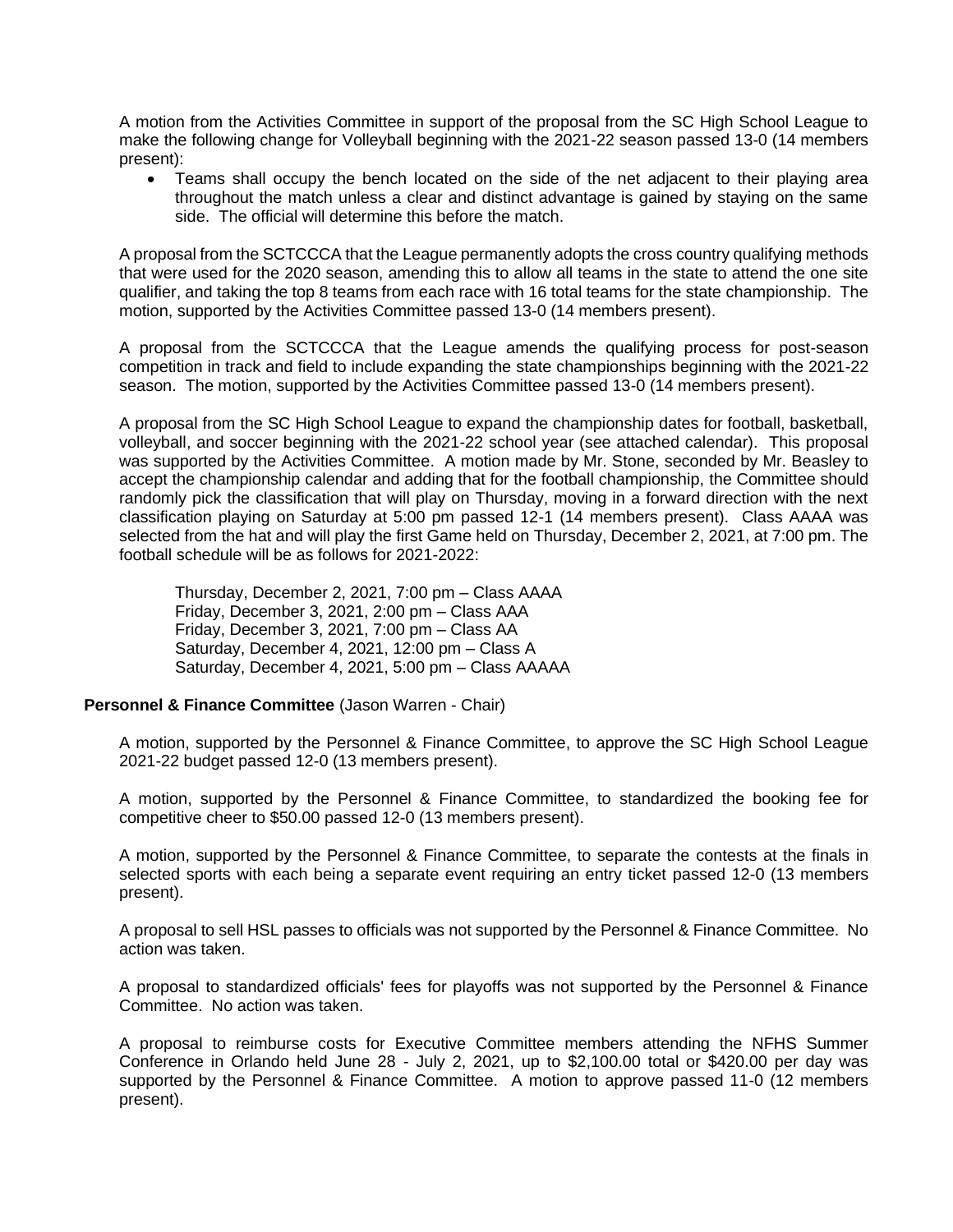A motion from the Activities Committee in support of the proposal from the SC High School League to make the following change for Volleyball beginning with the 2021-22 season passed 13-0 (14 members present):

- Teams shall occupy the bench located on the side of the net adjacent to their playing area throughout the match unless a clear and distinct advantage is gained by staying on the same side. The official will determine this before the match.

A proposal from the SCTCCCA that the League permanently adopts the cross country qualifying methods that were used for the 2020 season, amending this to allow all teams in the state to attend the one site qualifier, and taking the top 8 teams from each race with 16 total teams for the state championship. The motion, supported by the Activities Committee passed 13-0 (14 members present).

A proposal from the SCTCCCA that the League amends the qualifying process for post-season competition in track and field to include expanding the state championships beginning with the 2021-22 season. The motion, supported by the Activities Committee passed 13-0 (14 members present).

A proposal from the SC High School League to expand the championship dates for football, basketball, volleyball, and soccer beginning with the 2021-22 school year (see attached calendar). This proposal was supported by the Activities Committee. A motion made by Mr. Stone, seconded by Mr. Beasley to accept the championship calendar and adding that for the football championship, the Committee should randomly pick the classification that will play on Thursday, moving in a forward direction with the next classification playing on Saturday at 5:00 pm passed 12-1 (14 members present). Class AAAA was selected from the hat and will play the first Game held on Thursday, December 2, 2021, at 7:00 pm. The football schedule will be as follows for 2021-2022:

Thursday, December 2, 2021, 7:00 pm – Class AAAA
Friday, December 3, 2021, 2:00 pm – Class AAA
Friday, December 3, 2021, 7:00 pm – Class AA
Saturday, December 4, 2021, 12:00 pm – Class A
Saturday, December 4, 2021, 5:00 pm – Class AAAAA

**Personnel & Finance Committee** (Jason Warren - Chair)

A motion, supported by the Personnel & Finance Committee, to approve the SC High School League 2021-22 budget passed 12-0 (13 members present).

A motion, supported by the Personnel & Finance Committee, to standardized the booking fee for competitive cheer to $50.00 passed 12-0 (13 members present).

A motion, supported by the Personnel & Finance Committee, to separate the contests at the finals in selected sports with each being a separate event requiring an entry ticket passed 12-0 (13 members present).

A proposal to sell HSL passes to officials was not supported by the Personnel & Finance Committee. No action was taken.

A proposal to standardized officials' fees for playoffs was not supported by the Personnel & Finance Committee. No action was taken.

A proposal to reimburse costs for Executive Committee members attending the NFHS Summer Conference in Orlando held June 28 - July 2, 2021, up to $2,100.00 total or $420.00 per day was supported by the Personnel & Finance Committee. A motion to approve passed 11-0 (12 members present).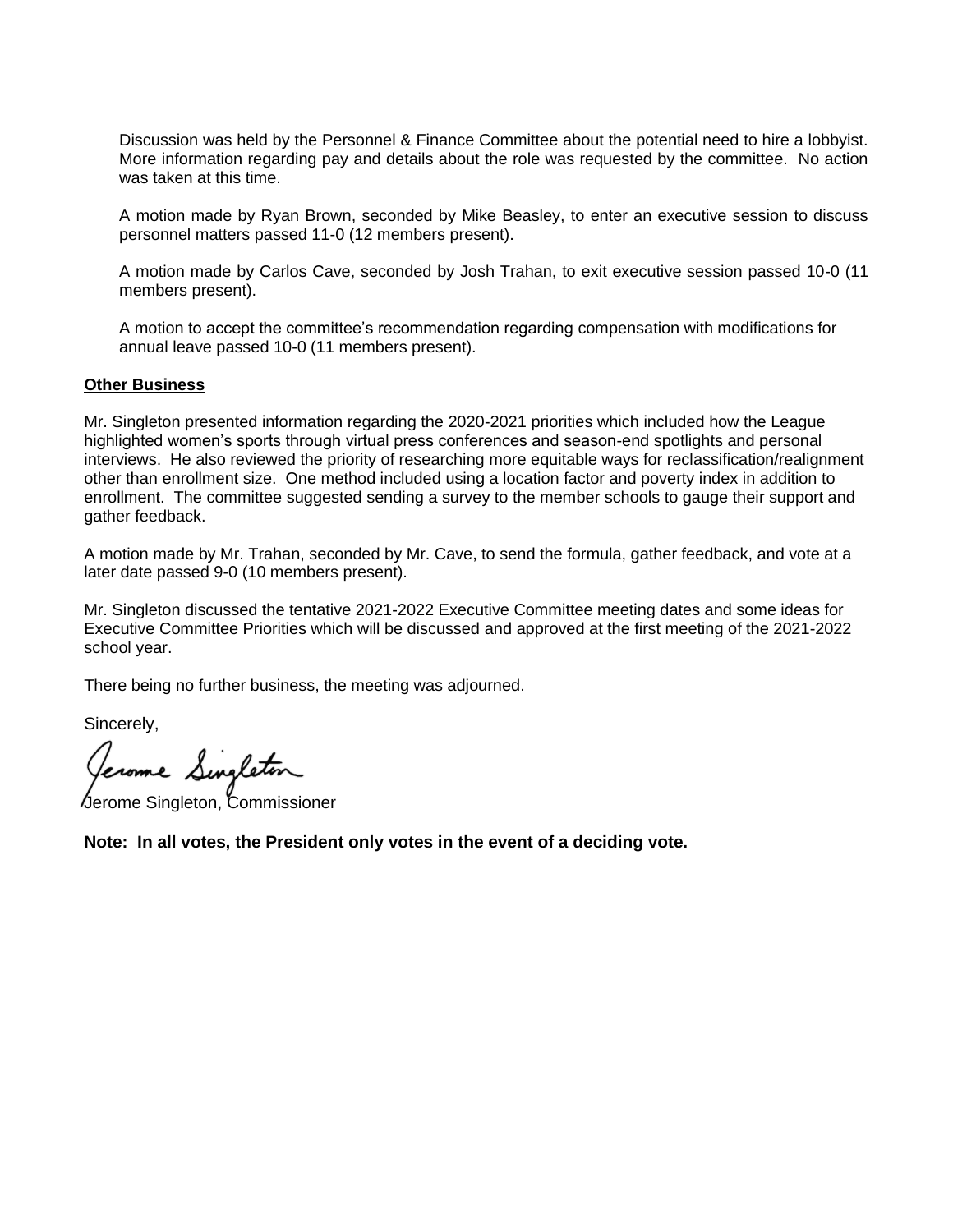Discussion was held by the Personnel & Finance Committee about the potential need to hire a lobbyist. More information regarding pay and details about the role was requested by the committee. No action was taken at this time.

A motion made by Ryan Brown, seconded by Mike Beasley, to enter an executive session to discuss personnel matters passed 11-0 (12 members present).

A motion made by Carlos Cave, seconded by Josh Trahan, to exit executive session passed 10-0 (11 members present).

A motion to accept the committee's recommendation regarding compensation with modifications for annual leave passed 10-0 (11 members present).

**Other Business**

Mr. Singleton presented information regarding the 2020-2021 priorities which included how the League highlighted women's sports through virtual press conferences and season-end spotlights and personal interviews. He also reviewed the priority of researching more equitable ways for reclassification/realignment other than enrollment size. One method included using a location factor and poverty index in addition to enrollment. The committee suggested sending a survey to the member schools to gauge their support and gather feedback.

A motion made by Mr. Trahan, seconded by Mr. Cave, to send the formula, gather feedback, and vote at a later date passed 9-0 (10 members present).

Mr. Singleton discussed the tentative 2021-2022 Executive Committee meeting dates and some ideas for Executive Committee Priorities which will be discussed and approved at the first meeting of the 2021-2022 school year.

There being no further business, the meeting was adjourned.

Sincerely,

Jerome Singleton

Jerome Singleton, Commissioner

**Note: In all votes, the President only votes in the event of a deciding vote.**